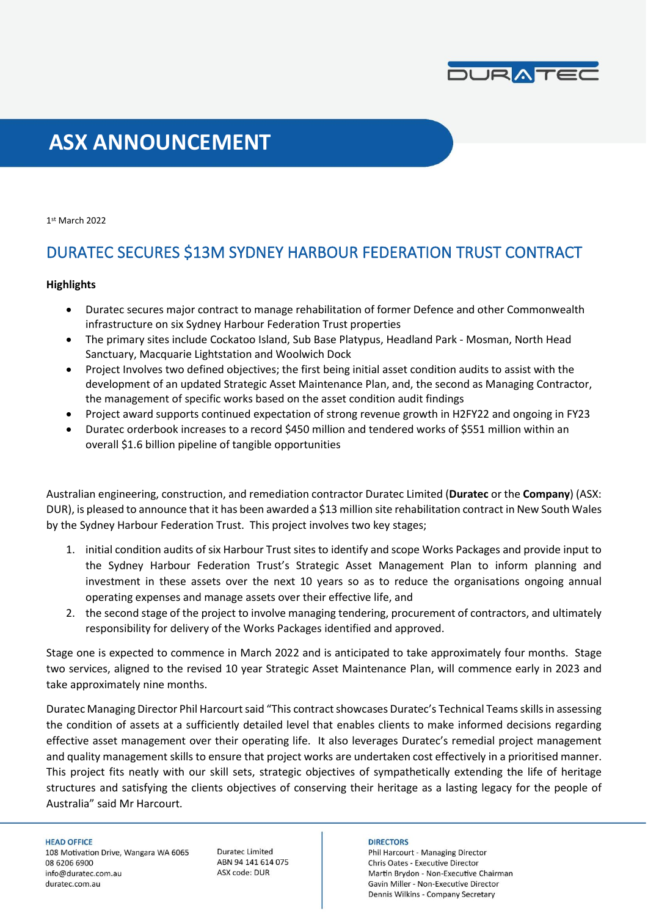# ASX ANNOUNCEMENT

1st March 2022

## DURATEC SECURES $13M SYDNEY HARBOUR FEDERATION TRUST CONTRACT

**Highlights**

- Duratec secures major contract to manage rehabilitation of former Defence and other Commonwealth infrastructure on six Sydney Harbour Federation Trust properties
- The primary sites include Cockatoo Island, Sub Base Platypus, Headland Park - Mosman, North Head Sanctuary, Macquarie Lightstation and Woolwich Dock
- Project Involves two defined objectives; the first being initial asset condition audits to assist with the development of an updated Strategic Asset Maintenance Plan, and, the second as Managing Contractor, the management of specific works based on the asset condition audit findings
- Project award supports continued expectation of strong revenue growth in H2FY22 and ongoing in FY23
- Duratec orderbook increases to a record $450 million and tendered works of $551 million within an overall $1.6 billion pipeline of tangible opportunities

Australian engineering, construction, and remediation contractor Duratec Limited (**Duratec** or the **Company**) (ASX: DUR), is pleased to announce that it has been awarded a $13 million site rehabilitation contract in New South Wales by the Sydney Harbour Federation Trust. This project involves two key stages;

1. initial condition audits of six Harbour Trust sites to identify and scope Works Packages and provide input to the Sydney Harbour Federation Trust's Strategic Asset Management Plan to inform planning and investment in these assets over the next 10 years so as to reduce the organisations ongoing annual operating expenses and manage assets over their effective life, and
2. the second stage of the project to involve managing tendering, procurement of contractors, and ultimately responsibility for delivery of the Works Packages identified and approved.

Stage one is expected to commence in March 2022 and is anticipated to take approximately four months. Stage two services, aligned to the revised 10 year Strategic Asset Maintenance Plan, will commence early in 2023 and take approximately nine months.

Duratec Managing Director Phil Harcourt said "This contract showcases Duratec's Technical Teams skills in assessing the condition of assets at a sufficiently detailed level that enables clients to make informed decisions regarding effective asset management over their operating life. It also leverages Duratec's remedial project management and quality management skills to ensure that project works are undertaken cost effectively in a prioritised manner. This project fits neatly with our skill sets, strategic objectives of sympathetically extending the life of heritage structures and satisfying the clients objectives of conserving their heritage as a lasting legacy for the people of Australia" said Mr Harcourt.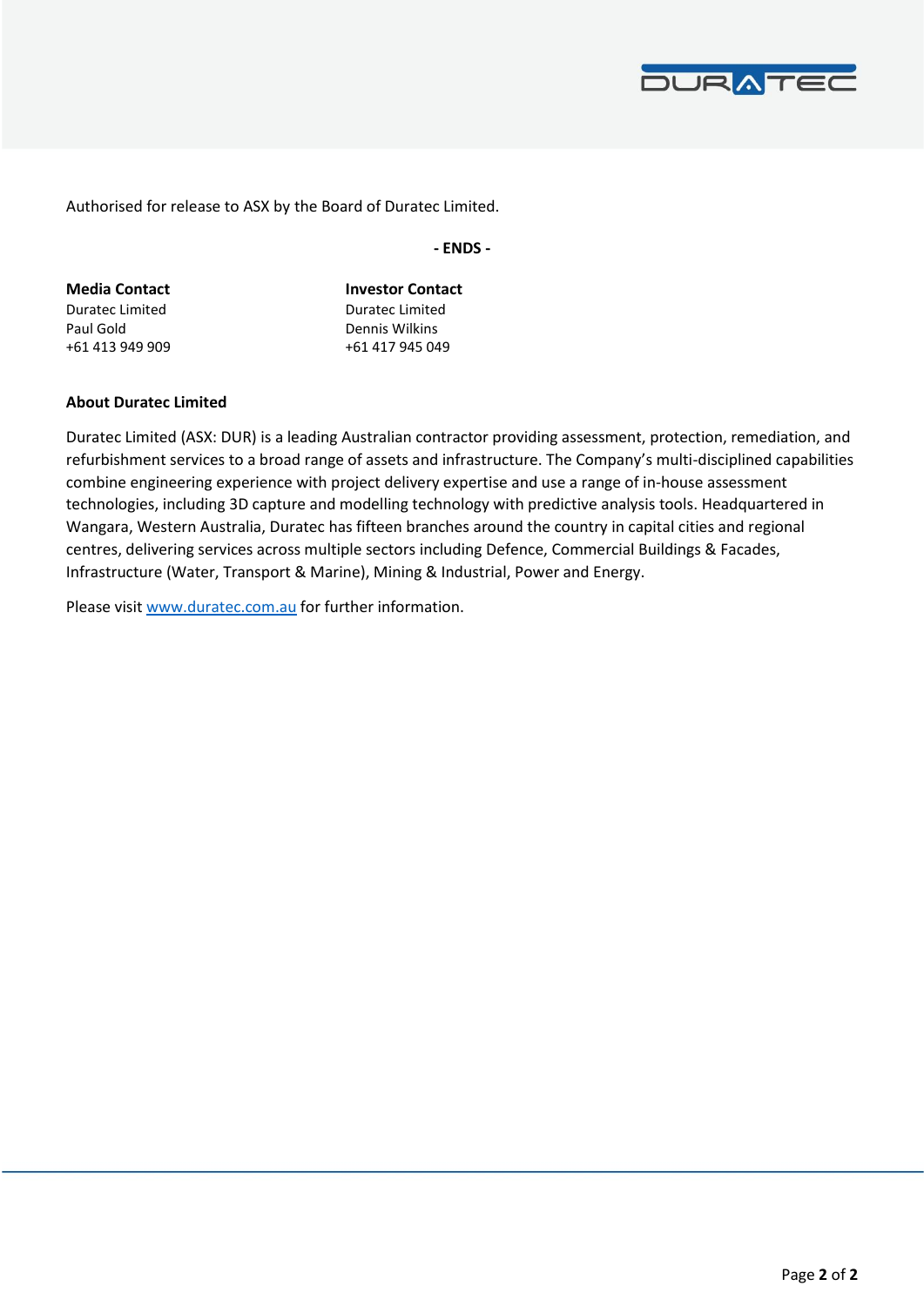Authorised for release to ASX by the Board of Duratec Limited.

**- ENDS -**

**Media Contact**
Duratec Limited
Paul Gold
+61 413 949 909

**Investor Contact**
Duratec Limited
Dennis Wilkins
+61 417 945 049

**About Duratec Limited**

Duratec Limited (ASX: DUR) is a leading Australian contractor providing assessment, protection, remediation, and refurbishment services to a broad range of assets and infrastructure. The Company's multi-disciplined capabilities combine engineering experience with project delivery expertise and use a range of in-house assessment technologies, including 3D capture and modelling technology with predictive analysis tools. Headquartered in Wangara, Western Australia, Duratec has fifteen branches around the country in capital cities and regional centres, delivering services across multiple sectors including Defence, Commercial Buildings & Facades, Infrastructure (Water, Transport & Marine), Mining & Industrial, Power and Energy.

Please visit www.duratec.com.au for further information.